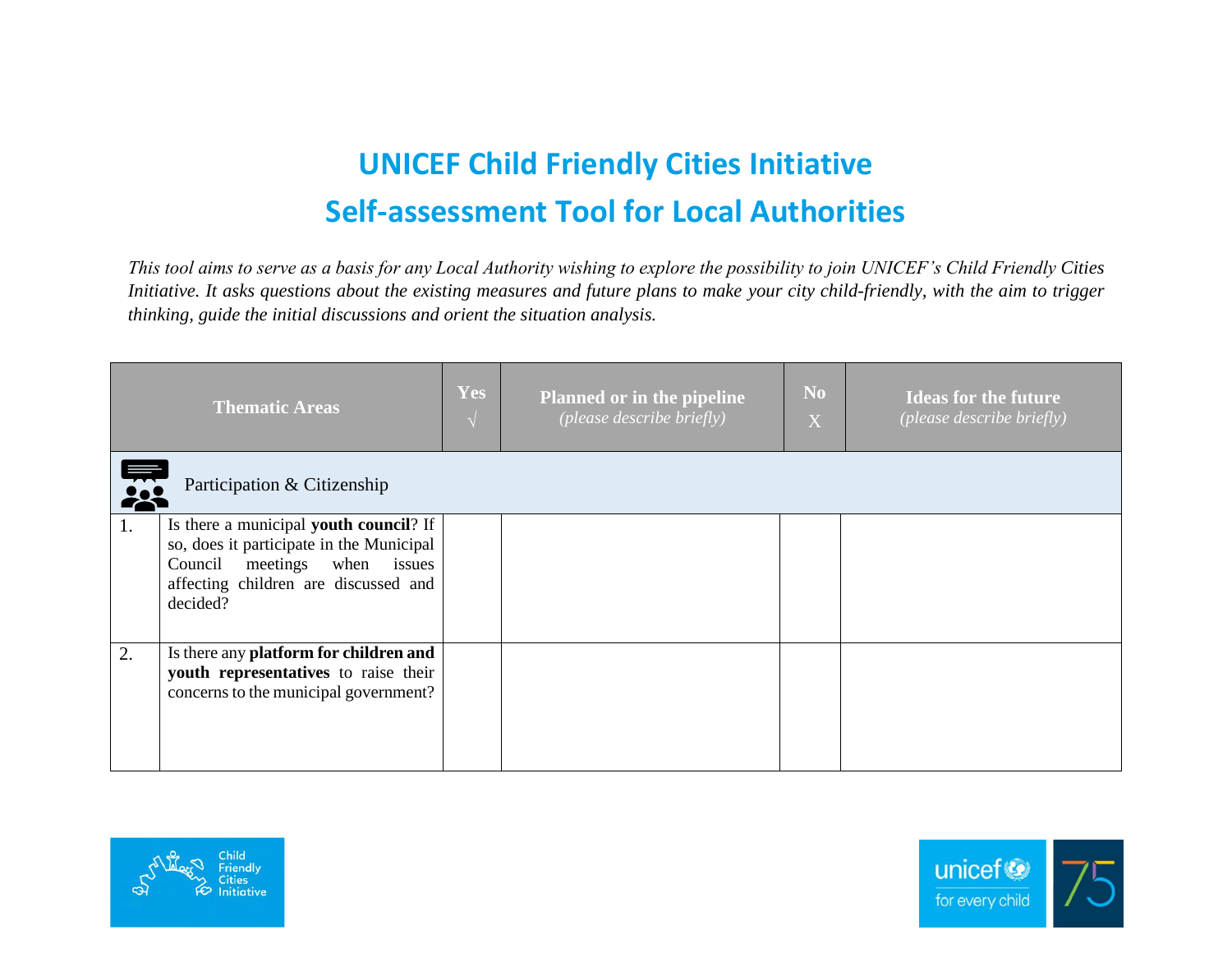# UNICEF Child Friendly Cities Initiative

## Self-assessment Tool for Local Authorities

*This tool aims to serve as a basis for any Local Authority wishing to explore the possibility to join UNICEF's Child Friendly Cities Initiative. It asks questions about the existing measures and future plans to make your city child-friendly, with the aim to trigger thinking, guide the initial discussions and orient the situation analysis.*

| | Thematic Areas | Yes √ | Planned or in the pipeline *(please describe briefly)* | No X | Ideas for the future *(please describe briefly)* |
|---|---|---|---|---|---|
| | Participation & Citizenship | | | | |
| 1. | Is there a municipal **youth council**? If so, does it participate in the Municipal Council meetings when issues affecting children are discussed and decided? | | | | |
| 2. | Is there any **platform for children and youth representatives** to raise their concerns to the municipal government? | | | | |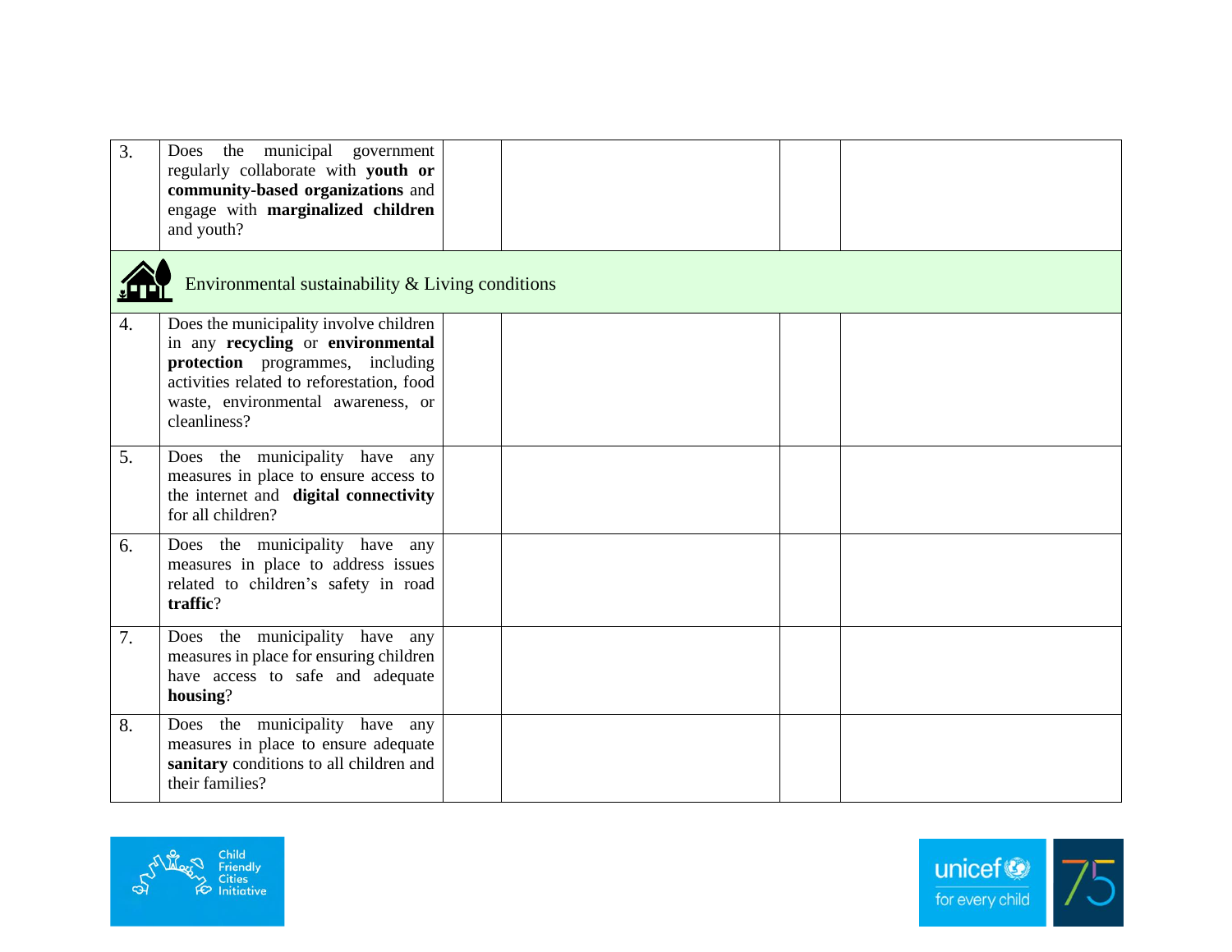| | | | | | |
|---|---|---|---|---|---|
| 3. | Does the municipal government regularly collaborate with **youth or community-based organizations** and engage with **marginalized children** and youth? | | | | |
| Environmental sustainability & Living conditions | | | | | |
| 4. | Does the municipality involve children in any **recycling** or **environmental protection** programmes, including activities related to reforestation, food waste, environmental awareness, or cleanliness? | | | | |
| 5. | Does the municipality have any measures in place to ensure access to the internet and **digital connectivity** for all children? | | | | |
| 6. | Does the municipality have any measures in place to address issues related to children's safety in road **traffic**? | | | | |
| 7. | Does the municipality have any measures in place for ensuring children have access to safe and adequate **housing**? | | | | |
| 8. | Does the municipality have any measures in place to ensure adequate **sanitary** conditions to all children and their families? | | | | |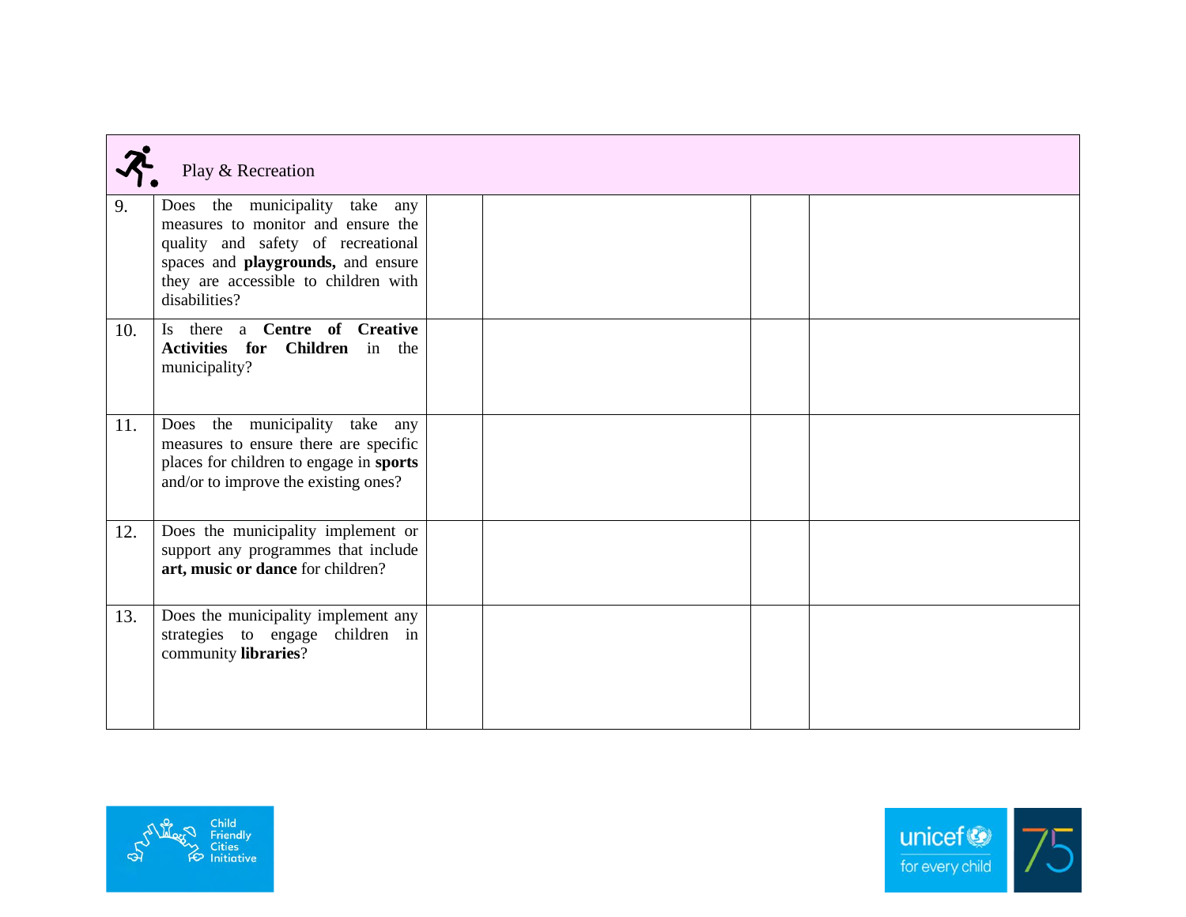| Play & Recreation | | | | | |
|---|---|---|---|---|---|
| 9. | Does the municipality take any measures to monitor and ensure the quality and safety of recreational spaces and **playgrounds,** and ensure they are accessible to children with disabilities? | | | | |
| 10. | Is there a **Centre of Creative Activities for Children** in the municipality? | | | | |
| 11. | Does the municipality take any measures to ensure there are specific places for children to engage in **sports** and/or to improve the existing ones? | | | | |
| 12. | Does the municipality implement or support any programmes that include **art, music or dance** for children? | | | | |
| 13. | Does the municipality implement any strategies to engage children in community **libraries**? | | | | |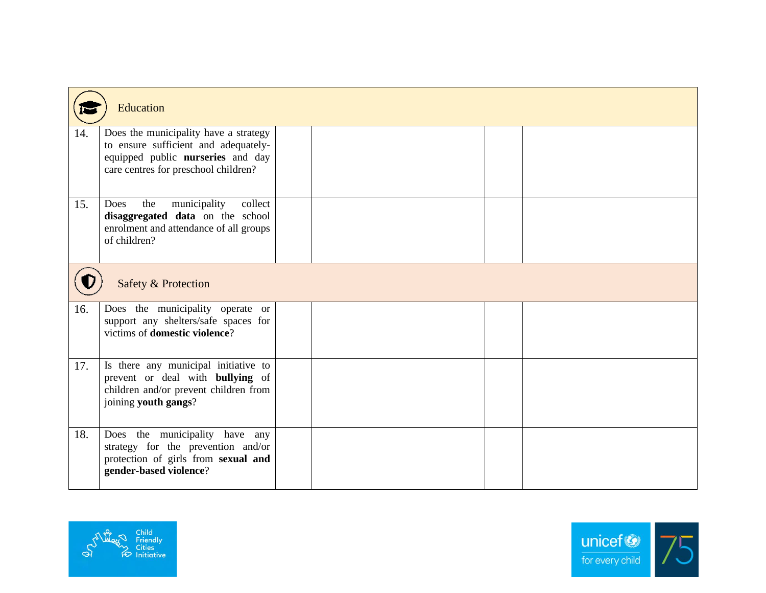| | | | | | |
|---|---|---|---|---|---|
| **Education** | | | | | |
| 14. | Does the municipality have a strategy to ensure sufficient and adequately-equipped public **nurseries** and day care centres for preschool children? | | | | |
| 15. | Does the municipality collect **disaggregated data** on the school enrolment and attendance of all groups of children? | | | | |
| **Safety & Protection** | | | | | |
| 16. | Does the municipality operate or support any shelters/safe spaces for victims of **domestic violence**? | | | | |
| 17. | Is there any municipal initiative to prevent or deal with **bullying** of children and/or prevent children from joining **youth gangs**? | | | | |
| 18. | Does the municipality have any strategy for the prevention and/or protection of girls from **sexual and gender-based violence**? | | | | |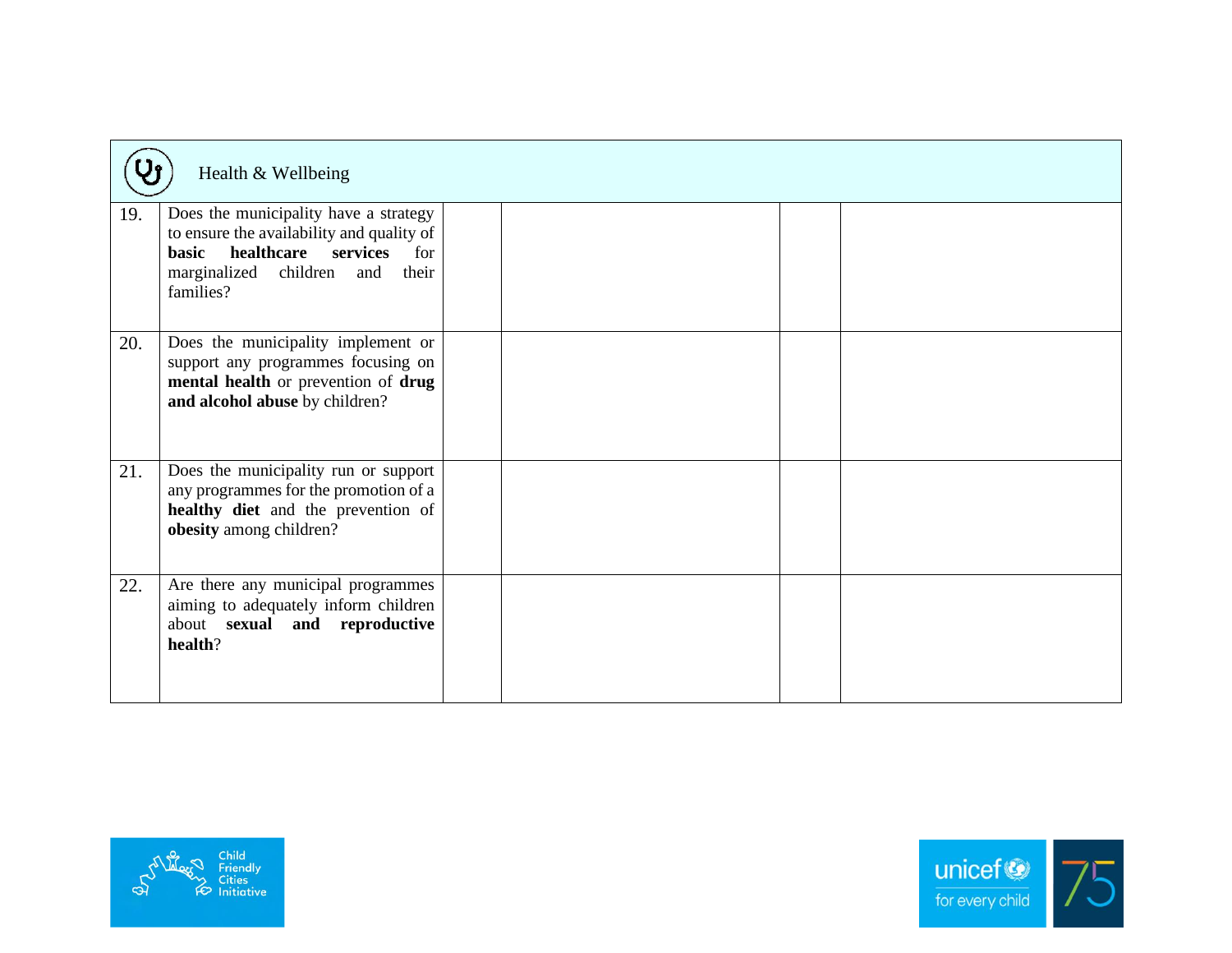| | | | | | |
|---|---|---|---|---|---|
| **Health & Wellbeing** | | | | | |
| 19. | Does the municipality have a strategy to ensure the availability and quality of **basic healthcare services** for marginalized children and their families? | | | | |
| 20. | Does the municipality implement or support any programmes focusing on **mental health** or prevention of **drug and alcohol abuse** by children? | | | | |
| 21. | Does the municipality run or support any programmes for the promotion of a **healthy diet** and the prevention of **obesity** among children? | | | | |
| 22. | Are there any municipal programmes aiming to adequately inform children about **sexual and reproductive health**? | | | | |